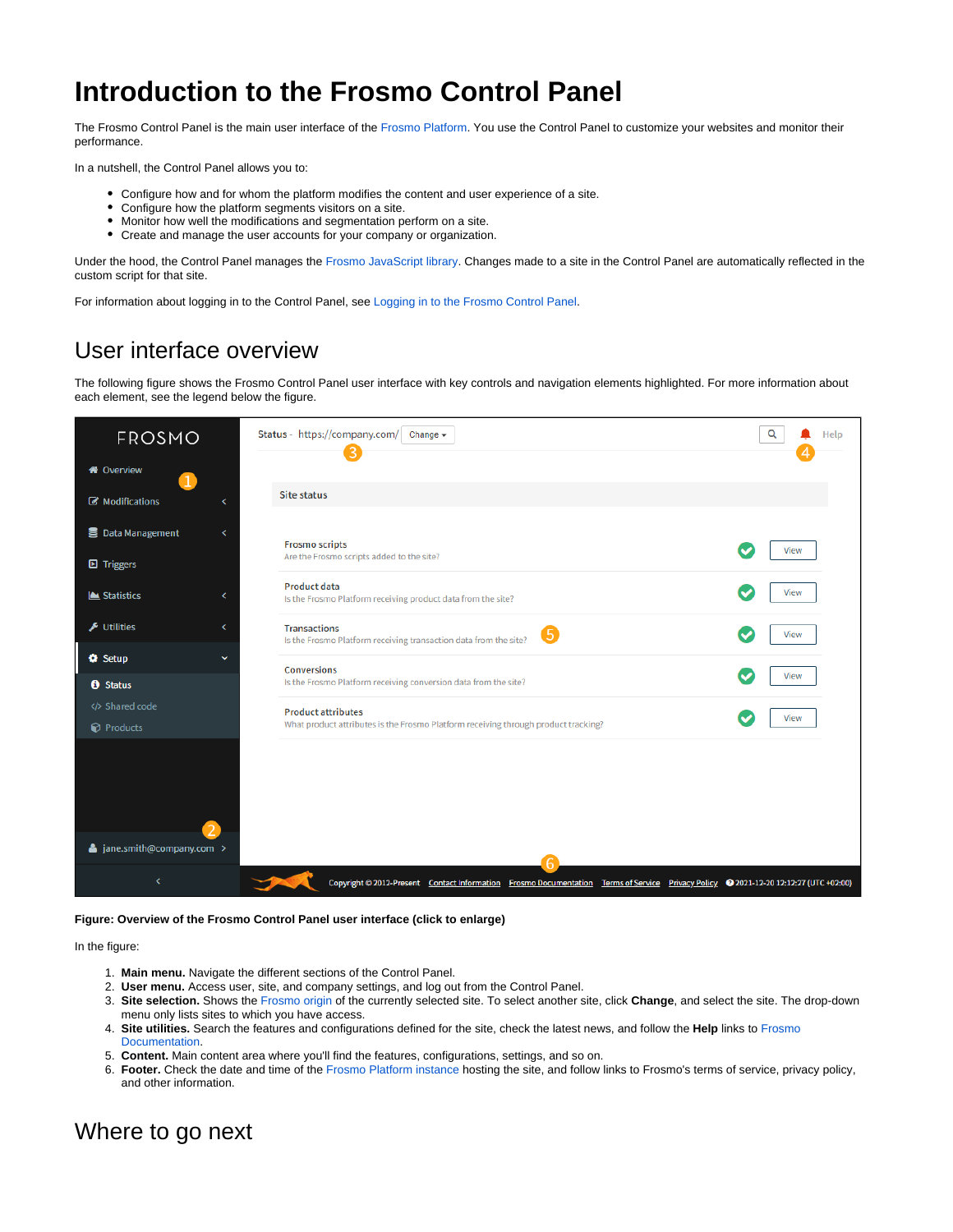# Introduction to the Frosmo Control Panel

The Frosmo Control Panel is the main user interface of the Frosmo Platform. You use the Control Panel to customize your websites and monitor their performance.

In a nutshell, the Control Panel allows you to:

- Configure how and for whom the platform modifies the content and user experience of a site.
- Configure how the platform segments visitors on a site.
- Monitor how well the modifications and segmentation perform on a site.
- Create and manage the user accounts for your company or organization.

Under the hood, the Control Panel manages the Frosmo JavaScript library. Changes made to a site in the Control Panel are automatically reflected in the custom script for that site.

For information about logging in to the Control Panel, see Logging in to the Frosmo Control Panel.

## User interface overview

The following figure shows the Frosmo Control Panel user interface with key controls and navigation elements highlighted. For more information about each element, see the legend below the figure.

**Figure: Overview of the Frosmo Control Panel user interface (click to enlarge)**

In the figure:

1. **Main menu.** Navigate the different sections of the Control Panel.
2. **User menu.** Access user, site, and company settings, and log out from the Control Panel.
3. **Site selection.** Shows the Frosmo origin of the currently selected site. To select another site, click **Change**, and select the site. The drop-down menu only lists sites to which you have access.
4. **Site utilities.** Search the features and configurations defined for the site, check the latest news, and follow the **Help** links to Frosmo Documentation.
5. **Content.** Main content area where you'll find the features, configurations, settings, and so on.
6. **Footer.** Check the date and time of the Frosmo Platform instance hosting the site, and follow links to Frosmo's terms of service, privacy policy, and other information.

## Where to go next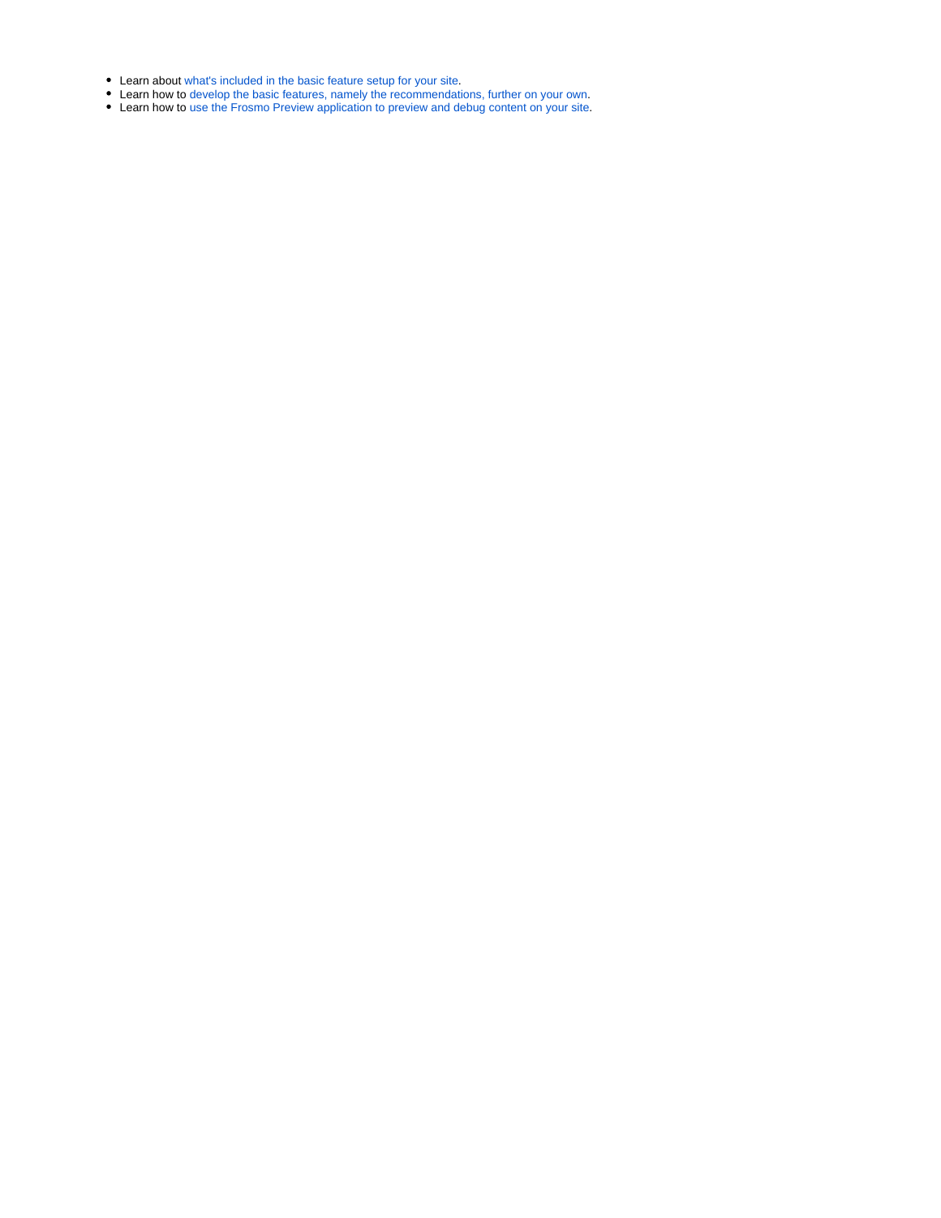- Learn about what's included in the basic feature setup for your site.
- Learn how to develop the basic features, namely the recommendations, further on your own.
- Learn how to use the Frosmo Preview application to preview and debug content on your site.